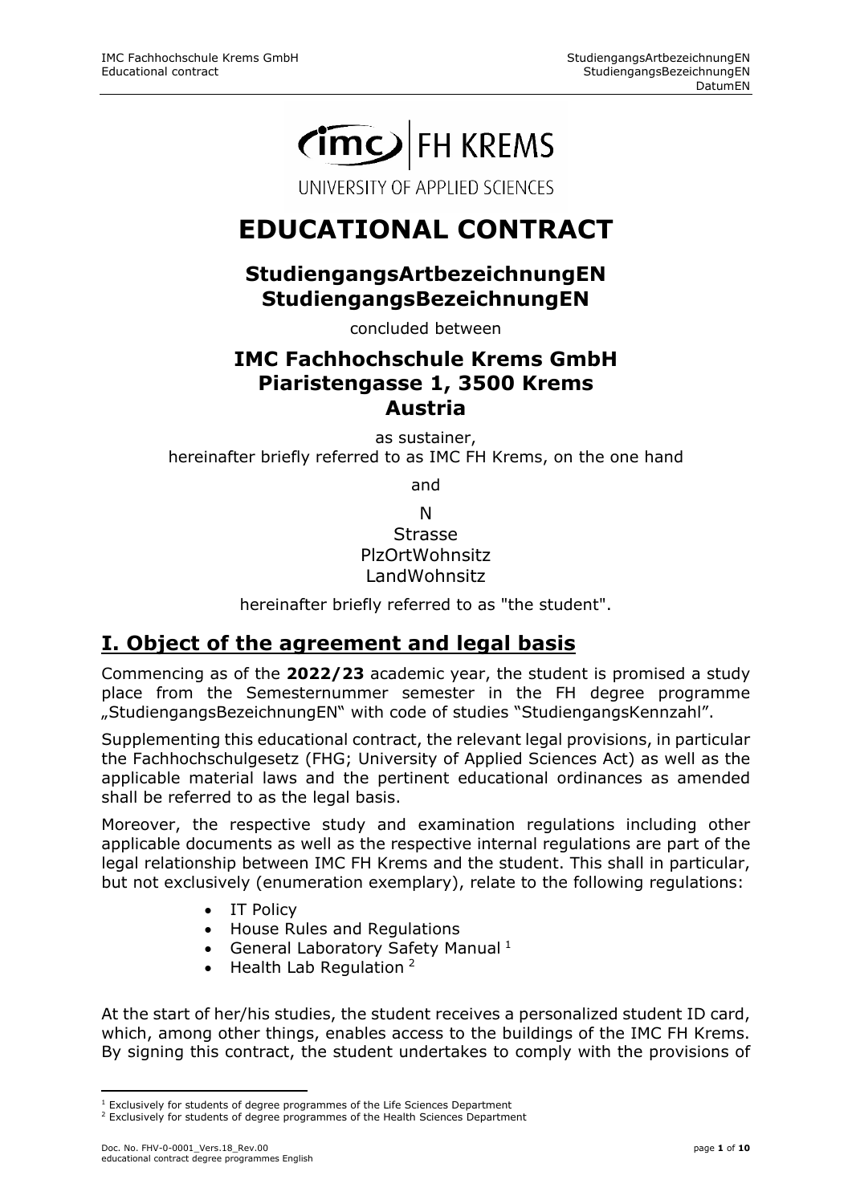# EDUCATIONAL CONTRACT

## StudiengangsArtbezeichnungEN StudiengangsBezeichnungEN

concluded between

## IMC Fachhochschule Krems GmbH Piaristengasse 1, 3500 Krems Austria

as sustainer,
hereinafter briefly referred to as IMC FH Krems, on the one hand

and

N
Strasse
PlzOrtWohnsitz
LandWohnsitz

hereinafter briefly referred to as "the student".

## I. Object of the agreement and legal basis

Commencing as of the **2022/23** academic year, the student is promised a study place from the Semesternummer semester in the FH degree programme „StudiengangsBezeichnungEN" with code of studies "StudiengangsKennzahl".

Supplementing this educational contract, the relevant legal provisions, in particular the Fachhochschulgesetz (FHG; University of Applied Sciences Act) as well as the applicable material laws and the pertinent educational ordinances as amended shall be referred to as the legal basis.

Moreover, the respective study and examination regulations including other applicable documents as well as the respective internal regulations are part of the legal relationship between IMC FH Krems and the student. This shall in particular, but not exclusively (enumeration exemplary), relate to the following regulations:

- IT Policy
- House Rules and Regulations
- General Laboratory Safety Manual [1]
- Health Lab Regulation [2]

At the start of her/his studies, the student receives a personalized student ID card, which, among other things, enables access to the buildings of the IMC FH Krems. By signing this contract, the student undertakes to comply with the provisions of

[1] Exclusively for students of degree programmes of the Life Sciences Department
[2] Exclusively for students of degree programmes of the Health Sciences Department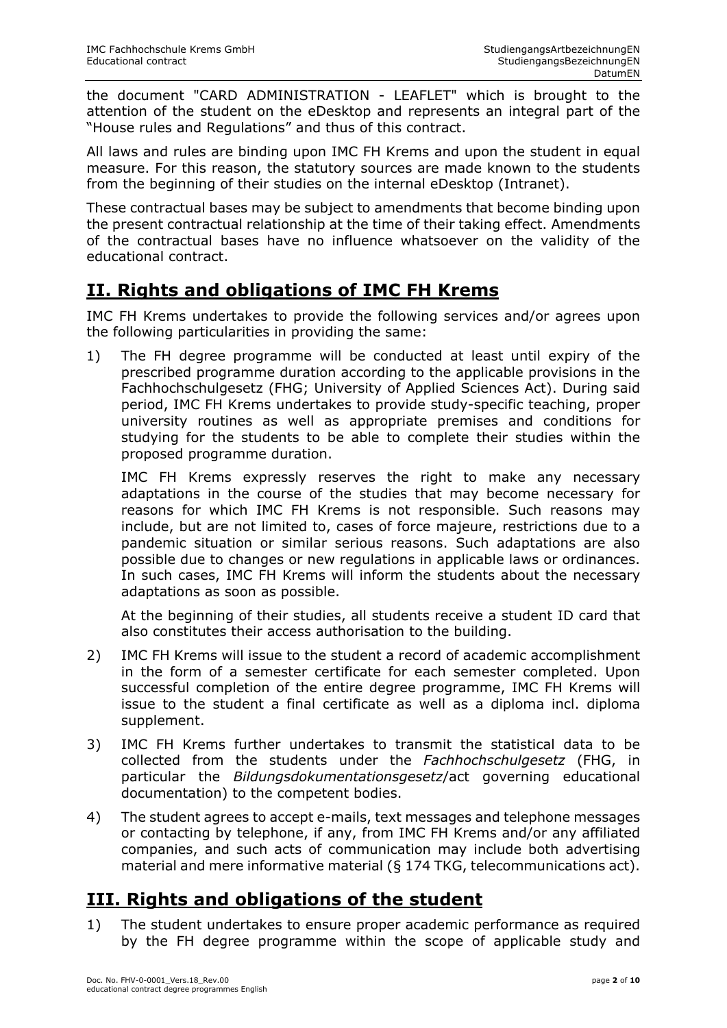the document "CARD ADMINISTRATION - LEAFLET" which is brought to the attention of the student on the eDesktop and represents an integral part of the "House rules and Regulations" and thus of this contract.

All laws and rules are binding upon IMC FH Krems and upon the student in equal measure. For this reason, the statutory sources are made known to the students from the beginning of their studies on the internal eDesktop (Intranet).

These contractual bases may be subject to amendments that become binding upon the present contractual relationship at the time of their taking effect. Amendments of the contractual bases have no influence whatsoever on the validity of the educational contract.

## II. Rights and obligations of IMC FH Krems

IMC FH Krems undertakes to provide the following services and/or agrees upon the following particularities in providing the same:

1) The FH degree programme will be conducted at least until expiry of the prescribed programme duration according to the applicable provisions in the Fachhochschulgesetz (FHG; University of Applied Sciences Act). During said period, IMC FH Krems undertakes to provide study-specific teaching, proper university routines as well as appropriate premises and conditions for studying for the students to be able to complete their studies within the proposed programme duration.

   IMC FH Krems expressly reserves the right to make any necessary adaptations in the course of the studies that may become necessary for reasons for which IMC FH Krems is not responsible. Such reasons may include, but are not limited to, cases of force majeure, restrictions due to a pandemic situation or similar serious reasons. Such adaptations are also possible due to changes or new regulations in applicable laws or ordinances. In such cases, IMC FH Krems will inform the students about the necessary adaptations as soon as possible.

   At the beginning of their studies, all students receive a student ID card that also constitutes their access authorisation to the building.

2) IMC FH Krems will issue to the student a record of academic accomplishment in the form of a semester certificate for each semester completed. Upon successful completion of the entire degree programme, IMC FH Krems will issue to the student a final certificate as well as a diploma incl. diploma supplement.

3) IMC FH Krems further undertakes to transmit the statistical data to be collected from the students under the *Fachhochschulgesetz* (FHG, in particular the *Bildungsdokumentationsgesetz*/act governing educational documentation) to the competent bodies.

4) The student agrees to accept e-mails, text messages and telephone messages or contacting by telephone, if any, from IMC FH Krems and/or any affiliated companies, and such acts of communication may include both advertising material and mere informative material (§ 174 TKG, telecommunications act).

## III. Rights and obligations of the student

1) The student undertakes to ensure proper academic performance as required by the FH degree programme within the scope of applicable study and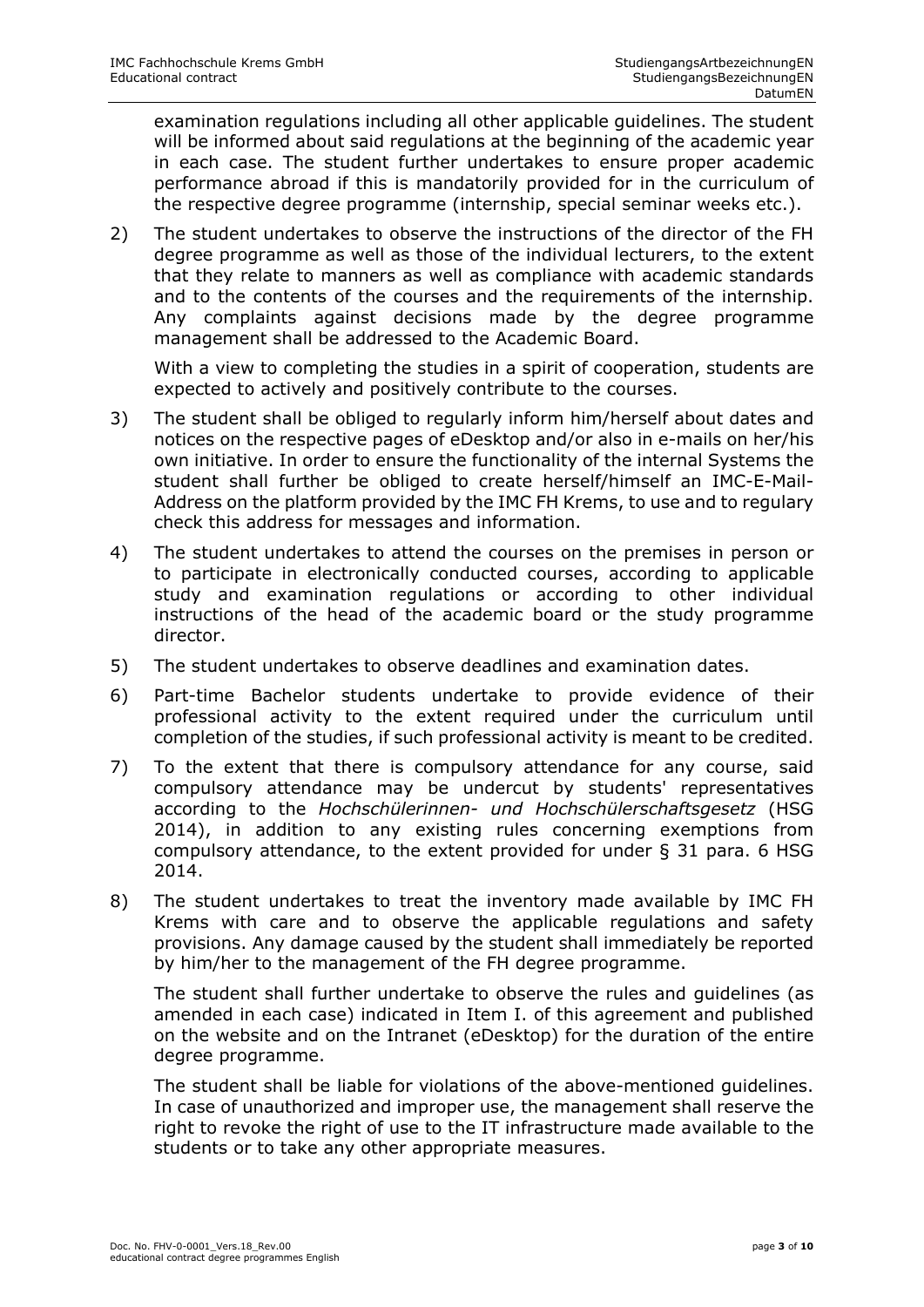examination regulations including all other applicable guidelines. The student will be informed about said regulations at the beginning of the academic year in each case. The student further undertakes to ensure proper academic performance abroad if this is mandatorily provided for in the curriculum of the respective degree programme (internship, special seminar weeks etc.).

2) The student undertakes to observe the instructions of the director of the FH degree programme as well as those of the individual lecturers, to the extent that they relate to manners as well as compliance with academic standards and to the contents of the courses and the requirements of the internship. Any complaints against decisions made by the degree programme management shall be addressed to the Academic Board.

   With a view to completing the studies in a spirit of cooperation, students are expected to actively and positively contribute to the courses.

3) The student shall be obliged to regularly inform him/herself about dates and notices on the respective pages of eDesktop and/or also in e-mails on her/his own initiative. In order to ensure the functionality of the internal Systems the student shall further be obliged to create herself/himself an IMC-E-Mail-Address on the platform provided by the IMC FH Krems, to use and to regulary check this address for messages and information.

4) The student undertakes to attend the courses on the premises in person or to participate in electronically conducted courses, according to applicable study and examination regulations or according to other individual instructions of the head of the academic board or the study programme director.

5) The student undertakes to observe deadlines and examination dates.

6) Part-time Bachelor students undertake to provide evidence of their professional activity to the extent required under the curriculum until completion of the studies, if such professional activity is meant to be credited.

7) To the extent that there is compulsory attendance for any course, said compulsory attendance may be undercut by students' representatives according to the *Hochschülerinnen- und Hochschülerschaftsgesetz* (HSG 2014), in addition to any existing rules concerning exemptions from compulsory attendance, to the extent provided for under § 31 para. 6 HSG 2014.

8) The student undertakes to treat the inventory made available by IMC FH Krems with care and to observe the applicable regulations and safety provisions. Any damage caused by the student shall immediately be reported by him/her to the management of the FH degree programme.

   The student shall further undertake to observe the rules and guidelines (as amended in each case) indicated in Item I. of this agreement and published on the website and on the Intranet (eDesktop) for the duration of the entire degree programme.

   The student shall be liable for violations of the above-mentioned guidelines. In case of unauthorized and improper use, the management shall reserve the right to revoke the right of use to the IT infrastructure made available to the students or to take any other appropriate measures.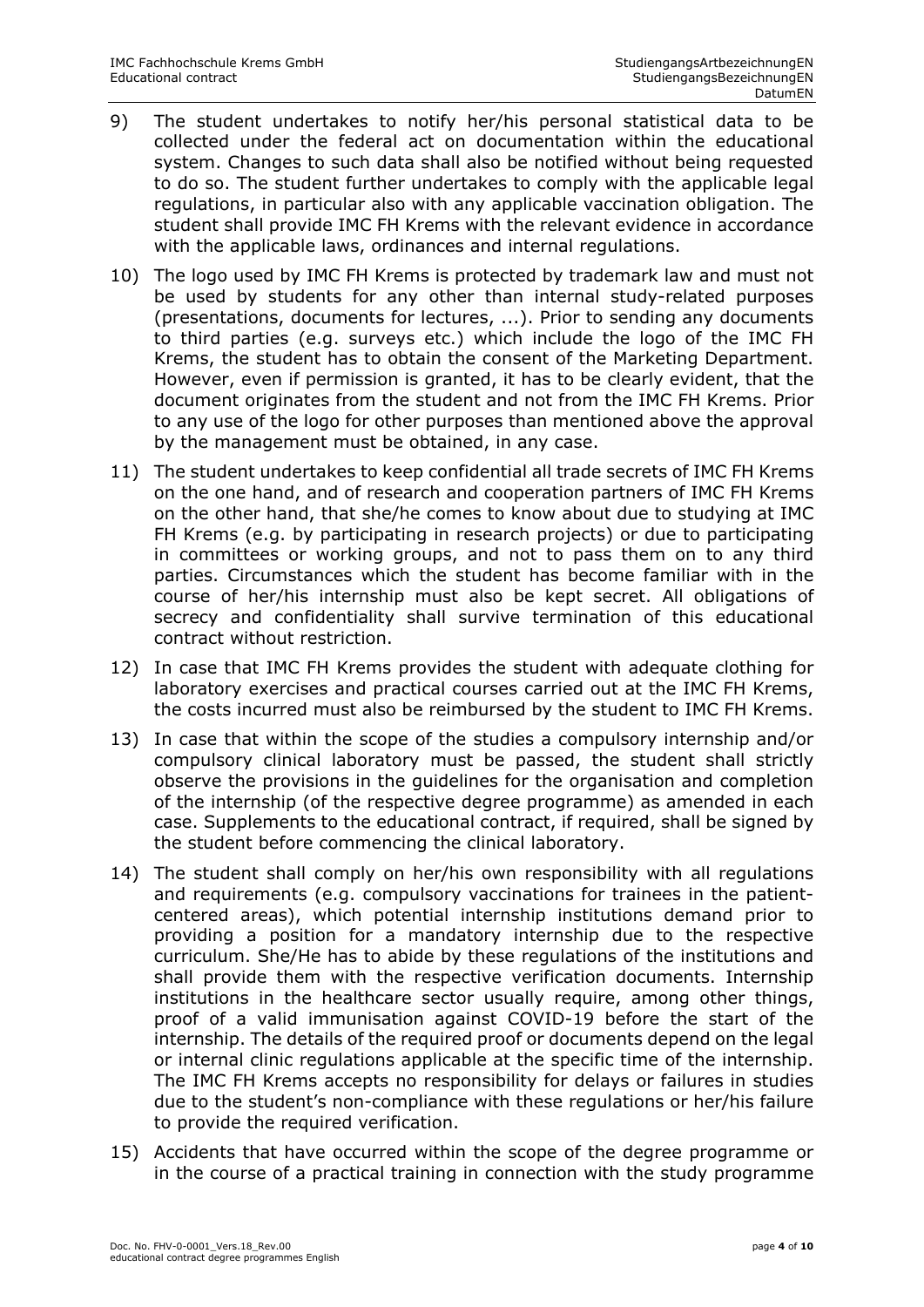9) The student undertakes to notify her/his personal statistical data to be collected under the federal act on documentation within the educational system. Changes to such data shall also be notified without being requested to do so. The student further undertakes to comply with the applicable legal regulations, in particular also with any applicable vaccination obligation. The student shall provide IMC FH Krems with the relevant evidence in accordance with the applicable laws, ordinances and internal regulations.

10) The logo used by IMC FH Krems is protected by trademark law and must not be used by students for any other than internal study-related purposes (presentations, documents for lectures, ...). Prior to sending any documents to third parties (e.g. surveys etc.) which include the logo of the IMC FH Krems, the student has to obtain the consent of the Marketing Department. However, even if permission is granted, it has to be clearly evident, that the document originates from the student and not from the IMC FH Krems. Prior to any use of the logo for other purposes than mentioned above the approval by the management must be obtained, in any case.

11) The student undertakes to keep confidential all trade secrets of IMC FH Krems on the one hand, and of research and cooperation partners of IMC FH Krems on the other hand, that she/he comes to know about due to studying at IMC FH Krems (e.g. by participating in research projects) or due to participating in committees or working groups, and not to pass them on to any third parties. Circumstances which the student has become familiar with in the course of her/his internship must also be kept secret. All obligations of secrecy and confidentiality shall survive termination of this educational contract without restriction.

12) In case that IMC FH Krems provides the student with adequate clothing for laboratory exercises and practical courses carried out at the IMC FH Krems, the costs incurred must also be reimbursed by the student to IMC FH Krems.

13) In case that within the scope of the studies a compulsory internship and/or compulsory clinical laboratory must be passed, the student shall strictly observe the provisions in the guidelines for the organisation and completion of the internship (of the respective degree programme) as amended in each case. Supplements to the educational contract, if required, shall be signed by the student before commencing the clinical laboratory.

14) The student shall comply on her/his own responsibility with all regulations and requirements (e.g. compulsory vaccinations for trainees in the patient-centered areas), which potential internship institutions demand prior to providing a position for a mandatory internship due to the respective curriculum. She/He has to abide by these regulations of the institutions and shall provide them with the respective verification documents. Internship institutions in the healthcare sector usually require, among other things, proof of a valid immunisation against COVID-19 before the start of the internship. The details of the required proof or documents depend on the legal or internal clinic regulations applicable at the specific time of the internship. The IMC FH Krems accepts no responsibility for delays or failures in studies due to the student's non-compliance with these regulations or her/his failure to provide the required verification.

15) Accidents that have occurred within the scope of the degree programme or in the course of a practical training in connection with the study programme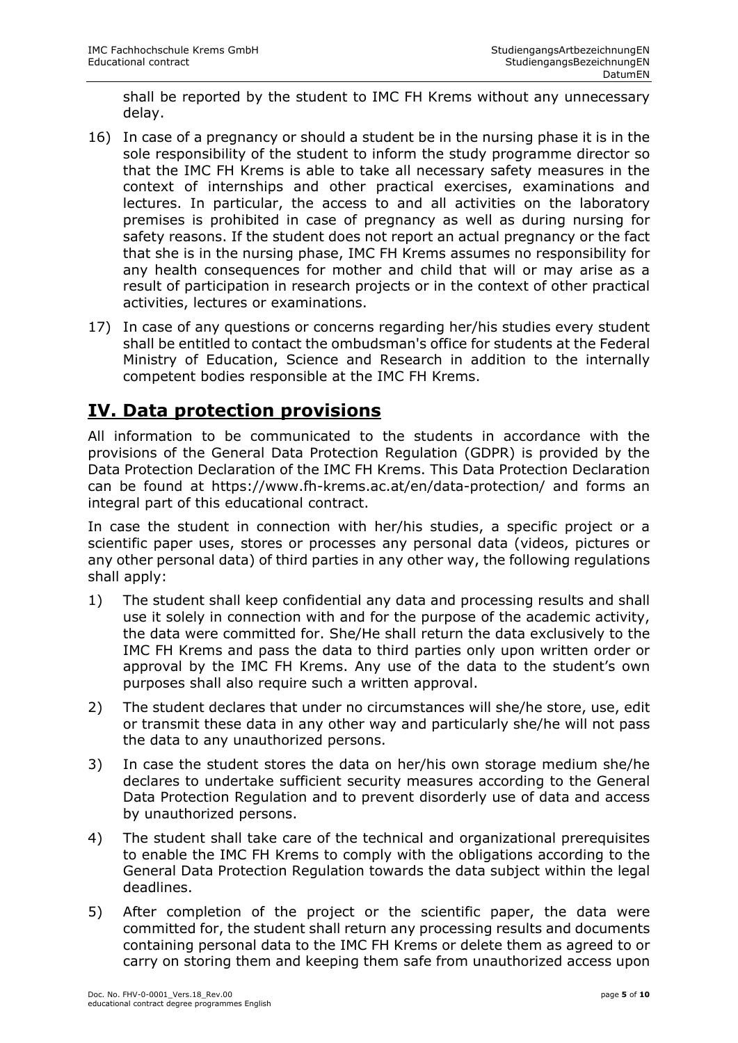shall be reported by the student to IMC FH Krems without any unnecessary delay.

16) In case of a pregnancy or should a student be in the nursing phase it is in the sole responsibility of the student to inform the study programme director so that the IMC FH Krems is able to take all necessary safety measures in the context of internships and other practical exercises, examinations and lectures. In particular, the access to and all activities on the laboratory premises is prohibited in case of pregnancy as well as during nursing for safety reasons. If the student does not report an actual pregnancy or the fact that she is in the nursing phase, IMC FH Krems assumes no responsibility for any health consequences for mother and child that will or may arise as a result of participation in research projects or in the context of other practical activities, lectures or examinations.

17) In case of any questions or concerns regarding her/his studies every student shall be entitled to contact the ombudsman's office for students at the Federal Ministry of Education, Science and Research in addition to the internally competent bodies responsible at the IMC FH Krems.

## IV. Data protection provisions

All information to be communicated to the students in accordance with the provisions of the General Data Protection Regulation (GDPR) is provided by the Data Protection Declaration of the IMC FH Krems. This Data Protection Declaration can be found at https://www.fh-krems.ac.at/en/data-protection/ and forms an integral part of this educational contract.

In case the student in connection with her/his studies, a specific project or a scientific paper uses, stores or processes any personal data (videos, pictures or any other personal data) of third parties in any other way, the following regulations shall apply:

1) The student shall keep confidential any data and processing results and shall use it solely in connection with and for the purpose of the academic activity, the data were committed for. She/He shall return the data exclusively to the IMC FH Krems and pass the data to third parties only upon written order or approval by the IMC FH Krems. Any use of the data to the student's own purposes shall also require such a written approval.

2) The student declares that under no circumstances will she/he store, use, edit or transmit these data in any other way and particularly she/he will not pass the data to any unauthorized persons.

3) In case the student stores the data on her/his own storage medium she/he declares to undertake sufficient security measures according to the General Data Protection Regulation and to prevent disorderly use of data and access by unauthorized persons.

4) The student shall take care of the technical and organizational prerequisites to enable the IMC FH Krems to comply with the obligations according to the General Data Protection Regulation towards the data subject within the legal deadlines.

5) After completion of the project or the scientific paper, the data were committed for, the student shall return any processing results and documents containing personal data to the IMC FH Krems or delete them as agreed to or carry on storing them and keeping them safe from unauthorized access upon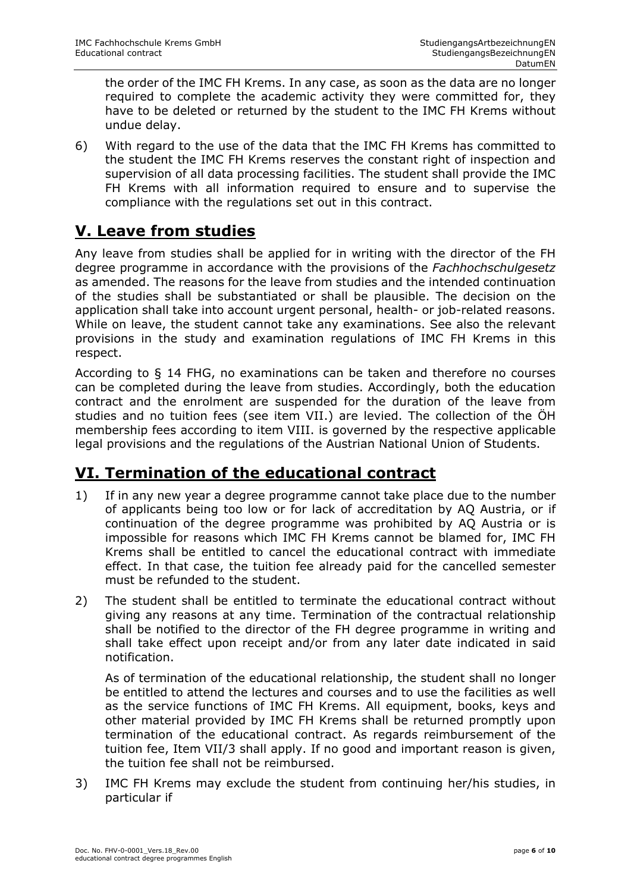the order of the IMC FH Krems. In any case, as soon as the data are no longer required to complete the academic activity they were committed for, they have to be deleted or returned by the student to the IMC FH Krems without undue delay.

6) With regard to the use of the data that the IMC FH Krems has committed to the student the IMC FH Krems reserves the constant right of inspection and supervision of all data processing facilities. The student shall provide the IMC FH Krems with all information required to ensure and to supervise the compliance with the regulations set out in this contract.

## V. Leave from studies

Any leave from studies shall be applied for in writing with the director of the FH degree programme in accordance with the provisions of the *Fachhochschulgesetz* as amended. The reasons for the leave from studies and the intended continuation of the studies shall be substantiated or shall be plausible. The decision on the application shall take into account urgent personal, health- or job-related reasons. While on leave, the student cannot take any examinations. See also the relevant provisions in the study and examination regulations of IMC FH Krems in this respect.

According to § 14 FHG, no examinations can be taken and therefore no courses can be completed during the leave from studies. Accordingly, both the education contract and the enrolment are suspended for the duration of the leave from studies and no tuition fees (see item VII.) are levied. The collection of the ÖH membership fees according to item VIII. is governed by the respective applicable legal provisions and the regulations of the Austrian National Union of Students.

## VI. Termination of the educational contract

1) If in any new year a degree programme cannot take place due to the number of applicants being too low or for lack of accreditation by AQ Austria, or if continuation of the degree programme was prohibited by AQ Austria or is impossible for reasons which IMC FH Krems cannot be blamed for, IMC FH Krems shall be entitled to cancel the educational contract with immediate effect. In that case, the tuition fee already paid for the cancelled semester must be refunded to the student.

2) The student shall be entitled to terminate the educational contract without giving any reasons at any time. Termination of the contractual relationship shall be notified to the director of the FH degree programme in writing and shall take effect upon receipt and/or from any later date indicated in said notification.

   As of termination of the educational relationship, the student shall no longer be entitled to attend the lectures and courses and to use the facilities as well as the service functions of IMC FH Krems. All equipment, books, keys and other material provided by IMC FH Krems shall be returned promptly upon termination of the educational contract. As regards reimbursement of the tuition fee, Item VII/3 shall apply. If no good and important reason is given, the tuition fee shall not be reimbursed.

3) IMC FH Krems may exclude the student from continuing her/his studies, in particular if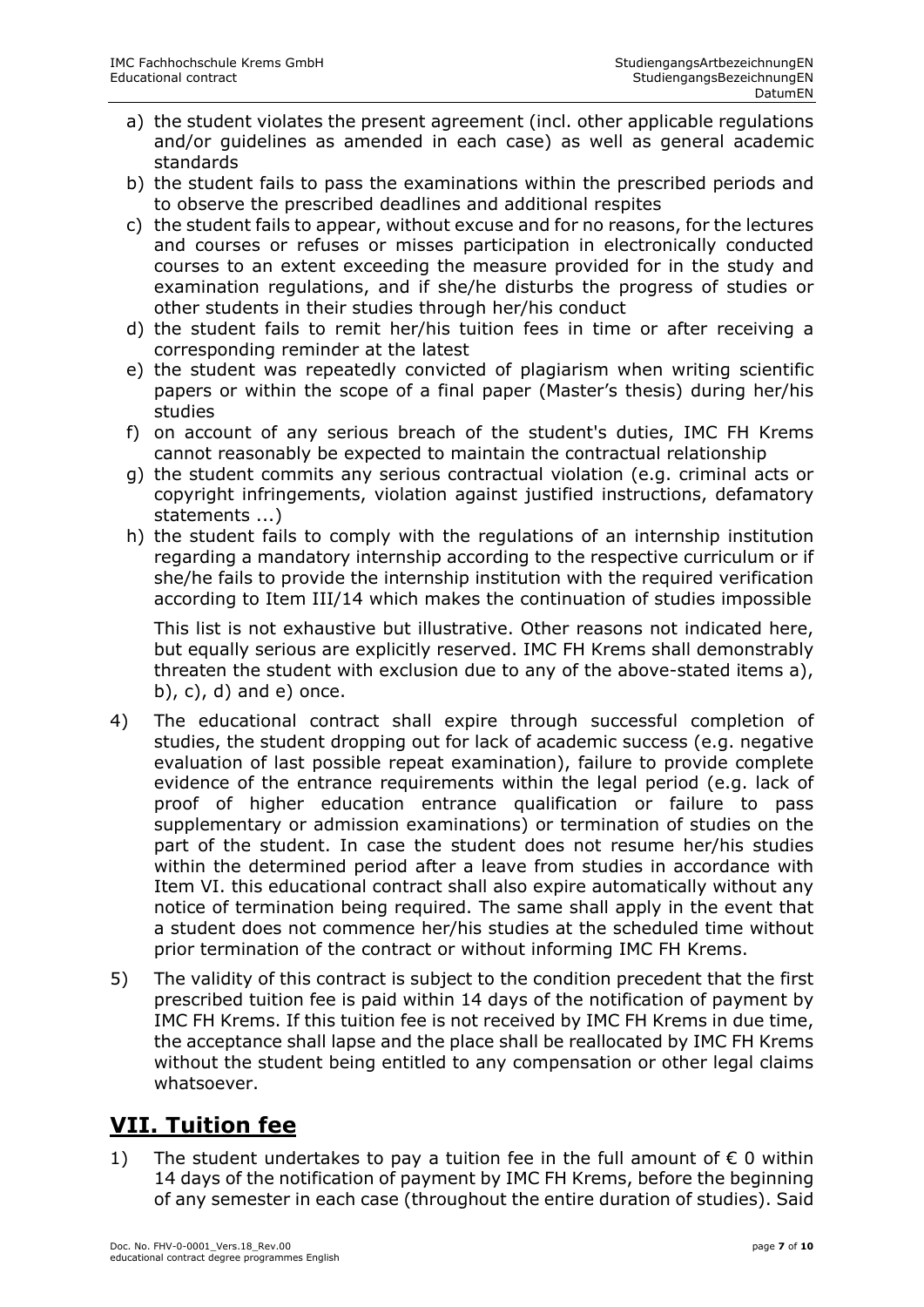a) the student violates the present agreement (incl. other applicable regulations and/or guidelines as amended in each case) as well as general academic standards
b) the student fails to pass the examinations within the prescribed periods and to observe the prescribed deadlines and additional respites
c) the student fails to appear, without excuse and for no reasons, for the lectures and courses or refuses or misses participation in electronically conducted courses to an extent exceeding the measure provided for in the study and examination regulations, and if she/he disturbs the progress of studies or other students in their studies through her/his conduct
d) the student fails to remit her/his tuition fees in time or after receiving a corresponding reminder at the latest
e) the student was repeatedly convicted of plagiarism when writing scientific papers or within the scope of a final paper (Master's thesis) during her/his studies
f) on account of any serious breach of the student's duties, IMC FH Krems cannot reasonably be expected to maintain the contractual relationship
g) the student commits any serious contractual violation (e.g. criminal acts or copyright infringements, violation against justified instructions, defamatory statements ...)
h) the student fails to comply with the regulations of an internship institution regarding a mandatory internship according to the respective curriculum or if she/he fails to provide the internship institution with the required verification according to Item III/14 which makes the continuation of studies impossible

This list is not exhaustive but illustrative. Other reasons not indicated here, but equally serious are explicitly reserved. IMC FH Krems shall demonstrably threaten the student with exclusion due to any of the above-stated items a), b), c), d) and e) once.

4) The educational contract shall expire through successful completion of studies, the student dropping out for lack of academic success (e.g. negative evaluation of last possible repeat examination), failure to provide complete evidence of the entrance requirements within the legal period (e.g. lack of proof of higher education entrance qualification or failure to pass supplementary or admission examinations) or termination of studies on the part of the student. In case the student does not resume her/his studies within the determined period after a leave from studies in accordance with Item VI. this educational contract shall also expire automatically without any notice of termination being required. The same shall apply in the event that a student does not commence her/his studies at the scheduled time without prior termination of the contract or without informing IMC FH Krems.

5) The validity of this contract is subject to the condition precedent that the first prescribed tuition fee is paid within 14 days of the notification of payment by IMC FH Krems. If this tuition fee is not received by IMC FH Krems in due time, the acceptance shall lapse and the place shall be reallocated by IMC FH Krems without the student being entitled to any compensation or other legal claims whatsoever.

## VII. Tuition fee

1) The student undertakes to pay a tuition fee in the full amount of € 0 within 14 days of the notification of payment by IMC FH Krems, before the beginning of any semester in each case (throughout the entire duration of studies). Said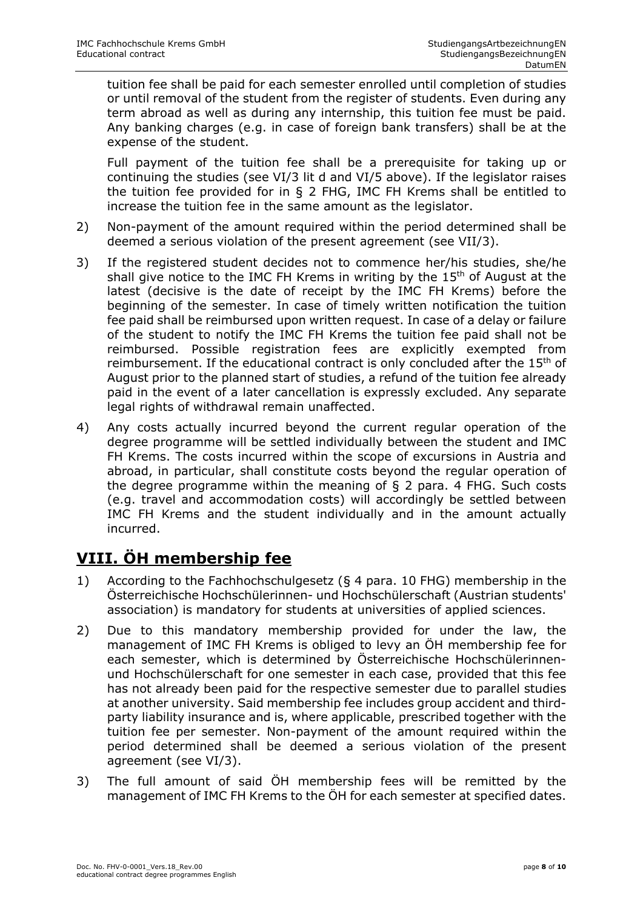tuition fee shall be paid for each semester enrolled until completion of studies or until removal of the student from the register of students. Even during any term abroad as well as during any internship, this tuition fee must be paid. Any banking charges (e.g. in case of foreign bank transfers) shall be at the expense of the student.

Full payment of the tuition fee shall be a prerequisite for taking up or continuing the studies (see VI/3 lit d and VI/5 above). If the legislator raises the tuition fee provided for in § 2 FHG, IMC FH Krems shall be entitled to increase the tuition fee in the same amount as the legislator.

2) Non-payment of the amount required within the period determined shall be deemed a serious violation of the present agreement (see VII/3).

3) If the registered student decides not to commence her/his studies, she/he shall give notice to the IMC FH Krems in writing by the 15th of August at the latest (decisive is the date of receipt by the IMC FH Krems) before the beginning of the semester. In case of timely written notification the tuition fee paid shall be reimbursed upon written request. In case of a delay or failure of the student to notify the IMC FH Krems the tuition fee paid shall not be reimbursed. Possible registration fees are explicitly exempted from reimbursement. If the educational contract is only concluded after the 15th of August prior to the planned start of studies, a refund of the tuition fee already paid in the event of a later cancellation is expressly excluded. Any separate legal rights of withdrawal remain unaffected.

4) Any costs actually incurred beyond the current regular operation of the degree programme will be settled individually between the student and IMC FH Krems. The costs incurred within the scope of excursions in Austria and abroad, in particular, shall constitute costs beyond the regular operation of the degree programme within the meaning of § 2 para. 4 FHG. Such costs (e.g. travel and accommodation costs) will accordingly be settled between IMC FH Krems and the student individually and in the amount actually incurred.

## VIII. ÖH membership fee

1) According to the Fachhochschulgesetz (§ 4 para. 10 FHG) membership in the Österreichische Hochschülerinnen- und Hochschülerschaft (Austrian students' association) is mandatory for students at universities of applied sciences.

2) Due to this mandatory membership provided for under the law, the management of IMC FH Krems is obliged to levy an ÖH membership fee for each semester, which is determined by Österreichische Hochschülerinnen- und Hochschülerschaft for one semester in each case, provided that this fee has not already been paid for the respective semester due to parallel studies at another university. Said membership fee includes group accident and third-party liability insurance and is, where applicable, prescribed together with the tuition fee per semester. Non-payment of the amount required within the period determined shall be deemed a serious violation of the present agreement (see VI/3).

3) The full amount of said ÖH membership fees will be remitted by the management of IMC FH Krems to the ÖH for each semester at specified dates.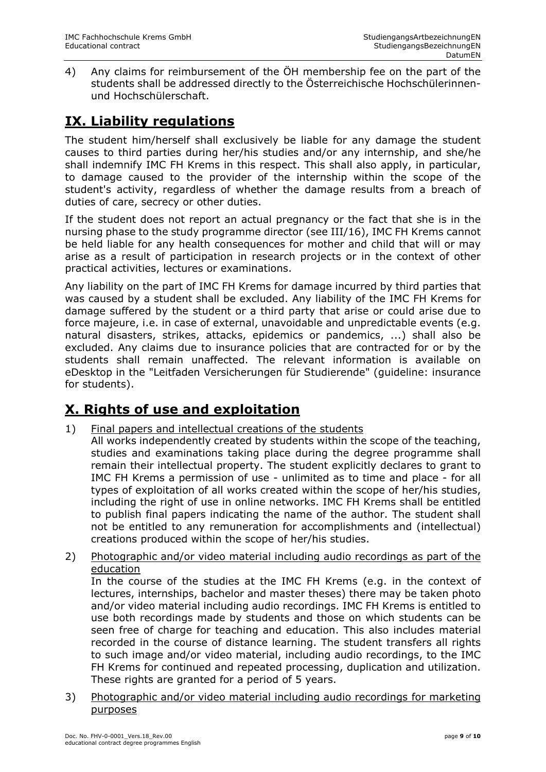4) Any claims for reimbursement of the ÖH membership fee on the part of the students shall be addressed directly to the Österreichische Hochschülerinnen- und Hochschülerschaft.

## IX. Liability regulations

The student him/herself shall exclusively be liable for any damage the student causes to third parties during her/his studies and/or any internship, and she/he shall indemnify IMC FH Krems in this respect. This shall also apply, in particular, to damage caused to the provider of the internship within the scope of the student's activity, regardless of whether the damage results from a breach of duties of care, secrecy or other duties.

If the student does not report an actual pregnancy or the fact that she is in the nursing phase to the study programme director (see III/16), IMC FH Krems cannot be held liable for any health consequences for mother and child that will or may arise as a result of participation in research projects or in the context of other practical activities, lectures or examinations.

Any liability on the part of IMC FH Krems for damage incurred by third parties that was caused by a student shall be excluded. Any liability of the IMC FH Krems for damage suffered by the student or a third party that arise or could arise due to force majeure, i.e. in case of external, unavoidable and unpredictable events (e.g. natural disasters, strikes, attacks, epidemics or pandemics, ...) shall also be excluded. Any claims due to insurance policies that are contracted for or by the students shall remain unaffected. The relevant information is available on eDesktop in the "Leitfaden Versicherungen für Studierende" (guideline: insurance for students).

## X. Rights of use and exploitation

1) Final papers and intellectual creations of the students
   All works independently created by students within the scope of the teaching, studies and examinations taking place during the degree programme shall remain their intellectual property. The student explicitly declares to grant to IMC FH Krems a permission of use - unlimited as to time and place - for all types of exploitation of all works created within the scope of her/his studies, including the right of use in online networks. IMC FH Krems shall be entitled to publish final papers indicating the name of the author. The student shall not be entitled to any remuneration for accomplishments and (intellectual) creations produced within the scope of her/his studies.

2) Photographic and/or video material including audio recordings as part of the education
   In the course of the studies at the IMC FH Krems (e.g. in the context of lectures, internships, bachelor and master theses) there may be taken photo and/or video material including audio recordings. IMC FH Krems is entitled to use both recordings made by students and those on which students can be seen free of charge for teaching and education. This also includes material recorded in the course of distance learning. The student transfers all rights to such image and/or video material, including audio recordings, to the IMC FH Krems for continued and repeated processing, duplication and utilization. These rights are granted for a period of 5 years.

3) Photographic and/or video material including audio recordings for marketing purposes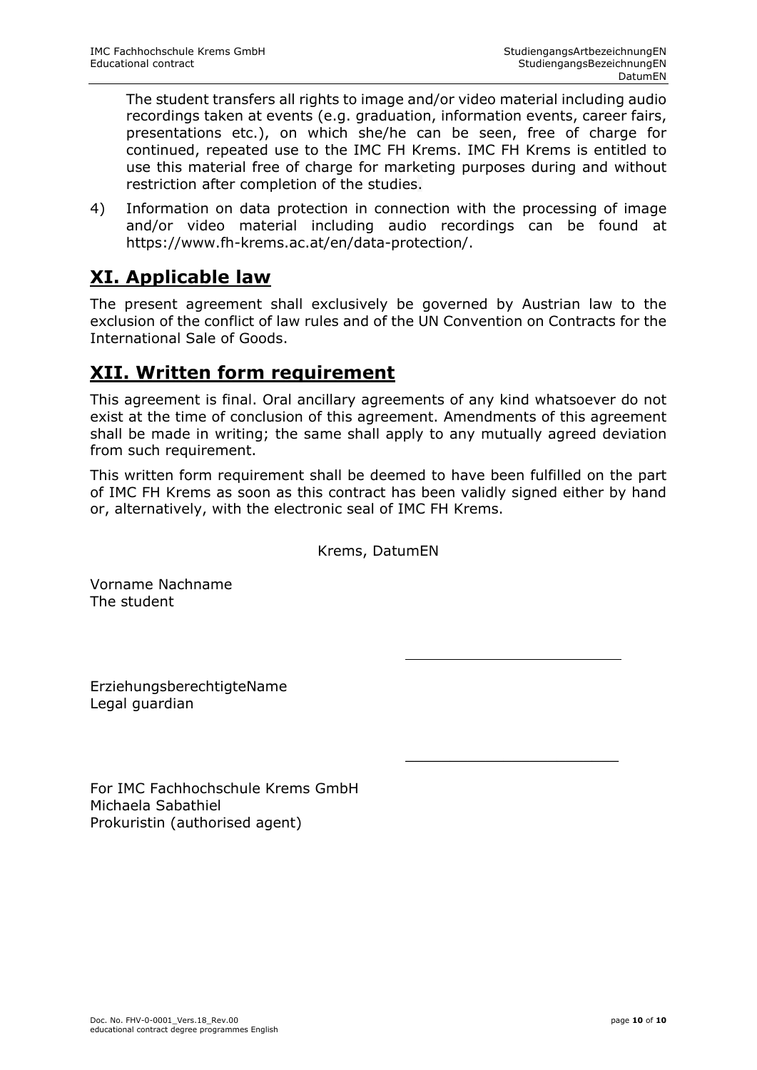The student transfers all rights to image and/or video material including audio recordings taken at events (e.g. graduation, information events, career fairs, presentations etc.), on which she/he can be seen, free of charge for continued, repeated use to the IMC FH Krems. IMC FH Krems is entitled to use this material free of charge for marketing purposes during and without restriction after completion of the studies.

4) Information on data protection in connection with the processing of image and/or video material including audio recordings can be found at https://www.fh-krems.ac.at/en/data-protection/.

## XI. Applicable law

The present agreement shall exclusively be governed by Austrian law to the exclusion of the conflict of law rules and of the UN Convention on Contracts for the International Sale of Goods.

## XII. Written form requirement

This agreement is final. Oral ancillary agreements of any kind whatsoever do not exist at the time of conclusion of this agreement. Amendments of this agreement shall be made in writing; the same shall apply to any mutually agreed deviation from such requirement.

This written form requirement shall be deemed to have been fulfilled on the part of IMC FH Krems as soon as this contract has been validly signed either by hand or, alternatively, with the electronic seal of IMC FH Krems.

Krems, DatumEN

Vorname Nachname
The student

\_\_\_\_\_\_\_\_\_\_\_\_\_\_\_\_\_\_\_\_\_\_\_\_

ErziehungsberechtigteName
Legal guardian

\_\_\_\_\_\_\_\_\_\_\_\_\_\_\_\_\_\_\_\_\_\_\_\_

For IMC Fachhochschule Krems GmbH
Michaela Sabathiel
Prokuristin (authorised agent)